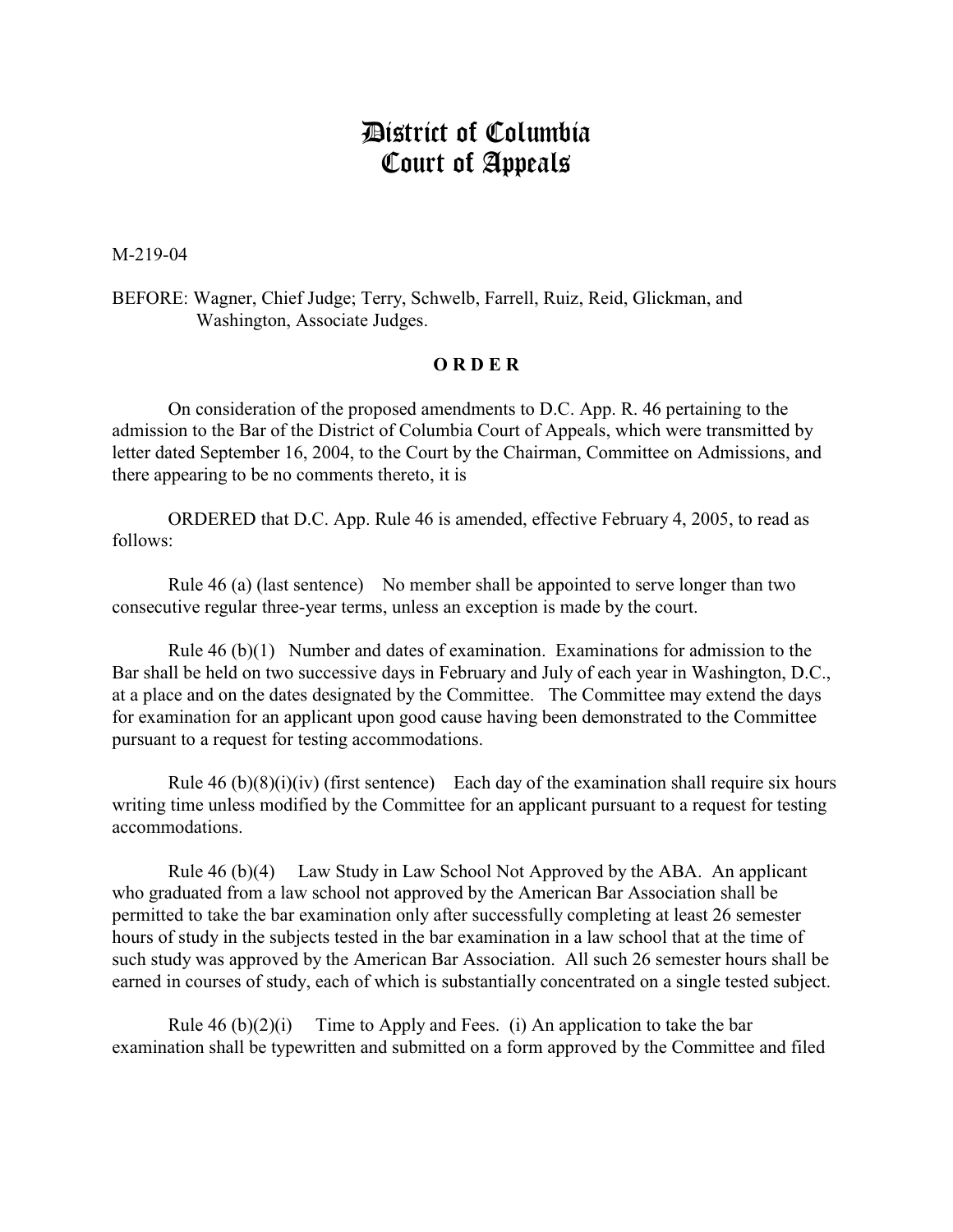# District of Columbia Court of Appeals

M-219-04

BEFORE: Wagner, Chief Judge; Terry, Schwelb, Farrell, Ruiz, Reid, Glickman, and Washington, Associate Judges.

**O R D E R**

On consideration of the proposed amendments to D.C. App. R. 46 pertaining to the admission to the Bar of the District of Columbia Court of Appeals, which were transmitted by letter dated September 16, 2004, to the Court by the Chairman, Committee on Admissions, and there appearing to be no comments thereto, it is

ORDERED that D.C. App. Rule 46 is amended, effective February 4, 2005, to read as follows:

Rule 46 (a) (last sentence) No member shall be appointed to serve longer than two consecutive regular three-year terms, unless an exception is made by the court.

Rule 46 (b)(1) Number and dates of examination. Examinations for admission to the Bar shall be held on two successive days in February and July of each year in Washington, D.C., at a place and on the dates designated by the Committee. The Committee may extend the days for examination for an applicant upon good cause having been demonstrated to the Committee pursuant to a request for testing accommodations.

Rule 46 (b)(8)(i)(iv) (first sentence) Each day of the examination shall require six hours writing time unless modified by the Committee for an applicant pursuant to a request for testing accommodations.

Rule 46 (b)(4) Law Study in Law School Not Approved by the ABA. An applicant who graduated from a law school not approved by the American Bar Association shall be permitted to take the bar examination only after successfully completing at least 26 semester hours of study in the subjects tested in the bar examination in a law school that at the time of such study was approved by the American Bar Association. All such 26 semester hours shall be earned in courses of study, each of which is substantially concentrated on a single tested subject.

Rule 46 (b)(2)(i) Time to Apply and Fees. (i) An application to take the bar examination shall be typewritten and submitted on a form approved by the Committee and filed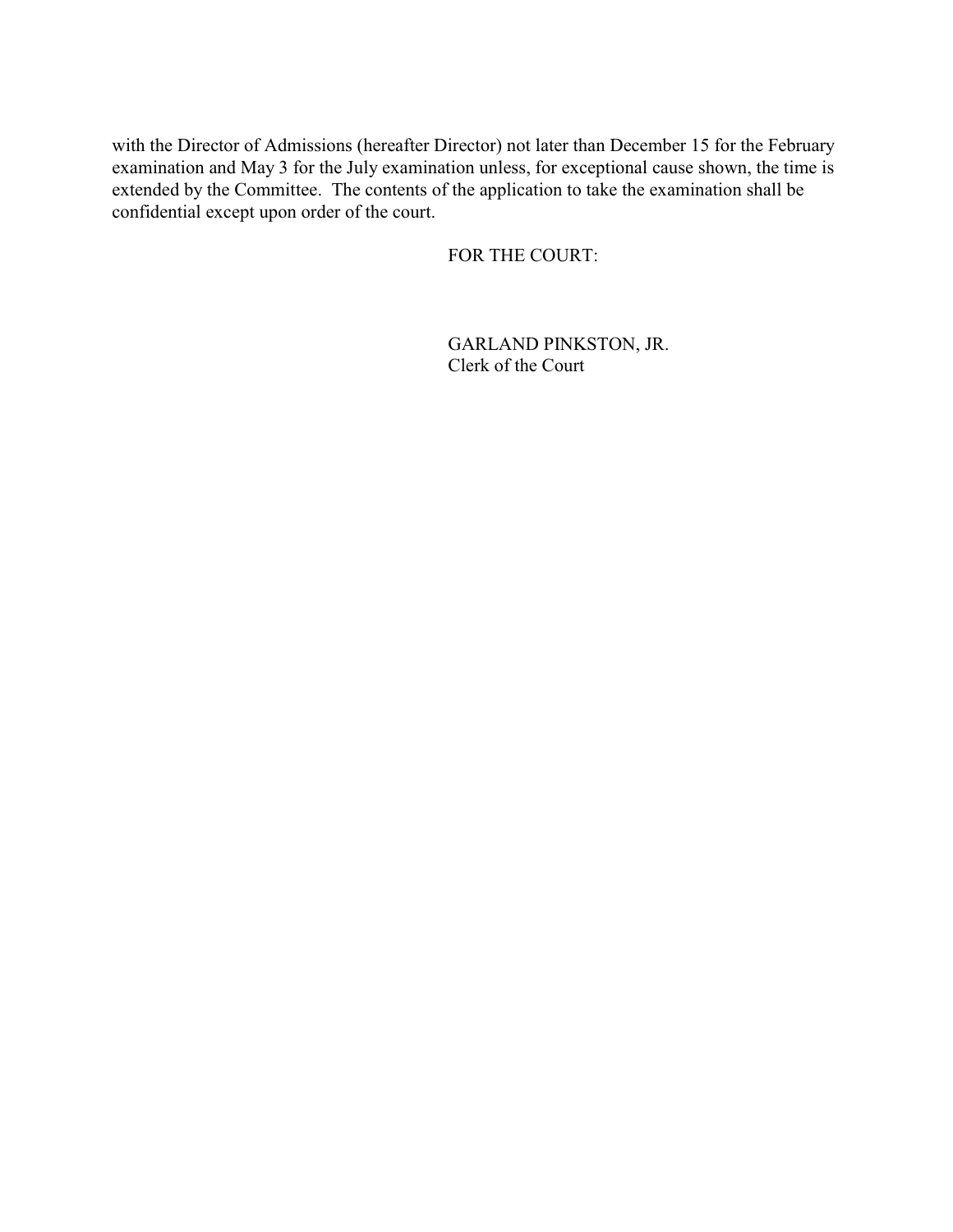with the Director of Admissions (hereafter Director) not later than December 15 for the February examination and May 3 for the July examination unless, for exceptional cause shown, the time is extended by the Committee. The contents of the application to take the examination shall be confidential except upon order of the court.

FOR THE COURT:

GARLAND PINKSTON, JR.  
Clerk of the Court